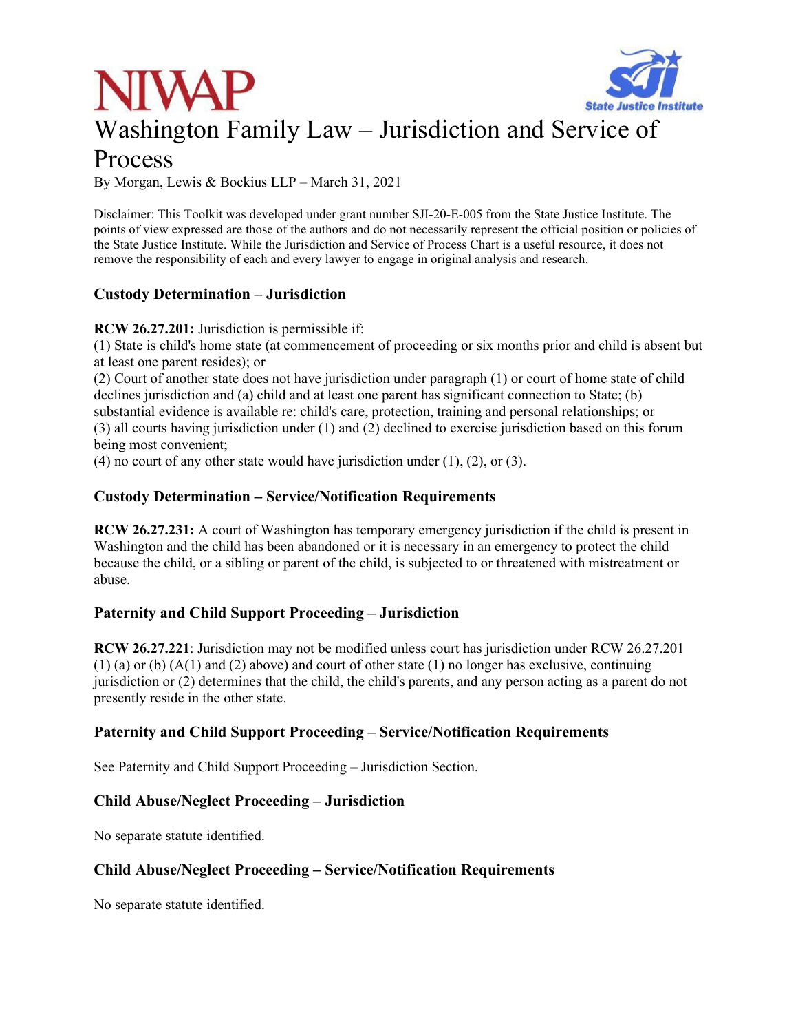# Washington Family Law – Jurisdiction and Service of Process

By Morgan, Lewis & Bockius LLP – March 31, 2021

Disclaimer: This Toolkit was developed under grant number SJI-20-E-005 from the State Justice Institute. The points of view expressed are those of the authors and do not necessarily represent the official position or policies of the State Justice Institute. While the Jurisdiction and Service of Process Chart is a useful resource, it does not remove the responsibility of each and every lawyer to engage in original analysis and research.

### Custody Determination – Jurisdiction

**RCW 26.27.201:** Jurisdiction is permissible if:
(1) State is child's home state (at commencement of proceeding or six months prior and child is absent but at least one parent resides); or
(2) Court of another state does not have jurisdiction under paragraph (1) or court of home state of child declines jurisdiction and (a) child and at least one parent has significant connection to State; (b) substantial evidence is available re: child's care, protection, training and personal relationships; or
(3) all courts having jurisdiction under (1) and (2) declined to exercise jurisdiction based on this forum being most convenient;
(4) no court of any other state would have jurisdiction under (1), (2), or (3).

### Custody Determination – Service/Notification Requirements

**RCW 26.27.231:** A court of Washington has temporary emergency jurisdiction if the child is present in Washington and the child has been abandoned or it is necessary in an emergency to protect the child because the child, or a sibling or parent of the child, is subjected to or threatened with mistreatment or abuse.

### Paternity and Child Support Proceeding – Jurisdiction

**RCW 26.27.221**: Jurisdiction may not be modified unless court has jurisdiction under RCW 26.27.201 (1) (a) or (b) (A(1) and (2) above) and court of other state (1) no longer has exclusive, continuing jurisdiction or (2) determines that the child, the child's parents, and any person acting as a parent do not presently reside in the other state.

### Paternity and Child Support Proceeding – Service/Notification Requirements

See Paternity and Child Support Proceeding – Jurisdiction Section.

### Child Abuse/Neglect Proceeding – Jurisdiction

No separate statute identified.

### Child Abuse/Neglect Proceeding – Service/Notification Requirements

No separate statute identified.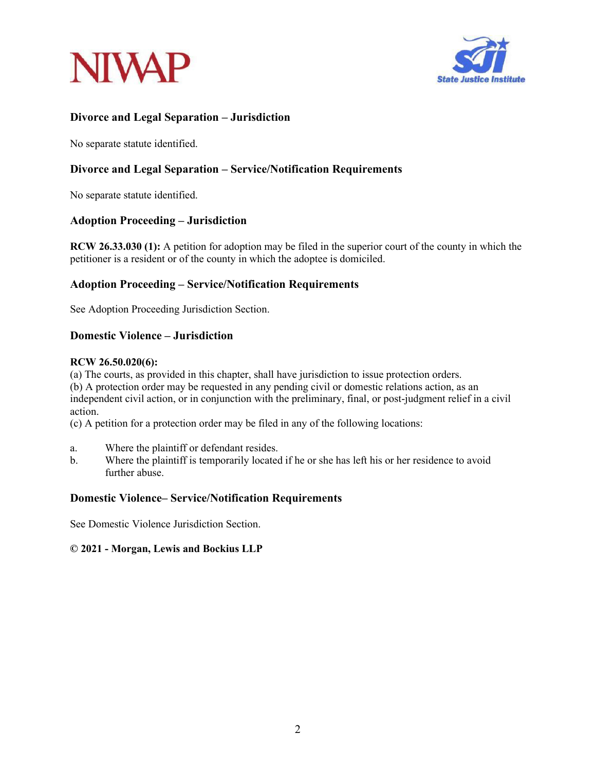### Divorce and Legal Separation – Jurisdiction

No separate statute identified.

### Divorce and Legal Separation – Service/Notification Requirements

No separate statute identified.

### Adoption Proceeding – Jurisdiction

**RCW 26.33.030 (1):** A petition for adoption may be filed in the superior court of the county in which the petitioner is a resident or of the county in which the adoptee is domiciled.

### Adoption Proceeding – Service/Notification Requirements

See Adoption Proceeding Jurisdiction Section.

### Domestic Violence – Jurisdiction

**RCW 26.50.020(6):**
(a) The courts, as provided in this chapter, shall have jurisdiction to issue protection orders.
(b) A protection order may be requested in any pending civil or domestic relations action, as an independent civil action, or in conjunction with the preliminary, final, or post-judgment relief in a civil action.
(c) A petition for a protection order may be filed in any of the following locations:

a. Where the plaintiff or defendant resides.
b. Where the plaintiff is temporarily located if he or she has left his or her residence to avoid further abuse.

### Domestic Violence– Service/Notification Requirements

See Domestic Violence Jurisdiction Section.

**© 2021 - Morgan, Lewis and Bockius LLP**